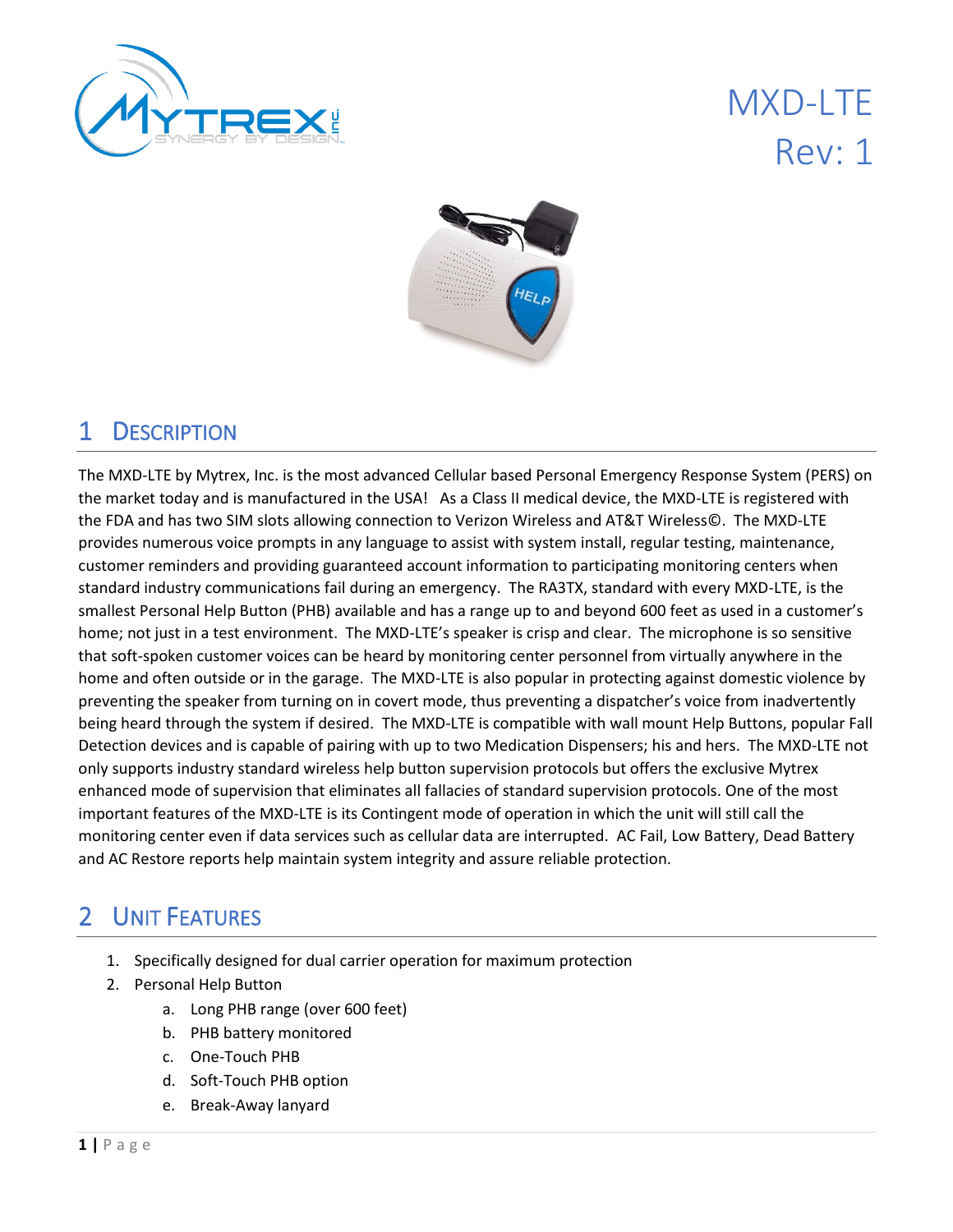# MXD-LTE

Rev: 1

## 1 Description

The MXD-LTE by Mytrex, Inc. is the most advanced Cellular based Personal Emergency Response System (PERS) on the market today and is manufactured in the USA! As a Class II medical device, the MXD-LTE is registered with the FDA and has two SIM slots allowing connection to Verizon Wireless and AT&T Wireless©. The MXD-LTE provides numerous voice prompts in any language to assist with system install, regular testing, maintenance, customer reminders and providing guaranteed account information to participating monitoring centers when standard industry communications fail during an emergency. The RA3TX, standard with every MXD-LTE, is the smallest Personal Help Button (PHB) available and has a range up to and beyond 600 feet as used in a customer's home; not just in a test environment. The MXD-LTE's speaker is crisp and clear. The microphone is so sensitive that soft-spoken customer voices can be heard by monitoring center personnel from virtually anywhere in the home and often outside or in the garage. The MXD-LTE is also popular in protecting against domestic violence by preventing the speaker from turning on in covert mode, thus preventing a dispatcher's voice from inadvertently being heard through the system if desired. The MXD-LTE is compatible with wall mount Help Buttons, popular Fall Detection devices and is capable of pairing with up to two Medication Dispensers; his and hers. The MXD-LTE not only supports industry standard wireless help button supervision protocols but offers the exclusive Mytrex enhanced mode of supervision that eliminates all fallacies of standard supervision protocols. One of the most important features of the MXD-LTE is its Contingent mode of operation in which the unit will still call the monitoring center even if data services such as cellular data are interrupted. AC Fail, Low Battery, Dead Battery and AC Restore reports help maintain system integrity and assure reliable protection.

## 2 Unit Features

1. Specifically designed for dual carrier operation for maximum protection
2. Personal Help Button
   a. Long PHB range (over 600 feet)
   b. PHB battery monitored
   c. One-Touch PHB
   d. Soft-Touch PHB option
   e. Break-Away lanyard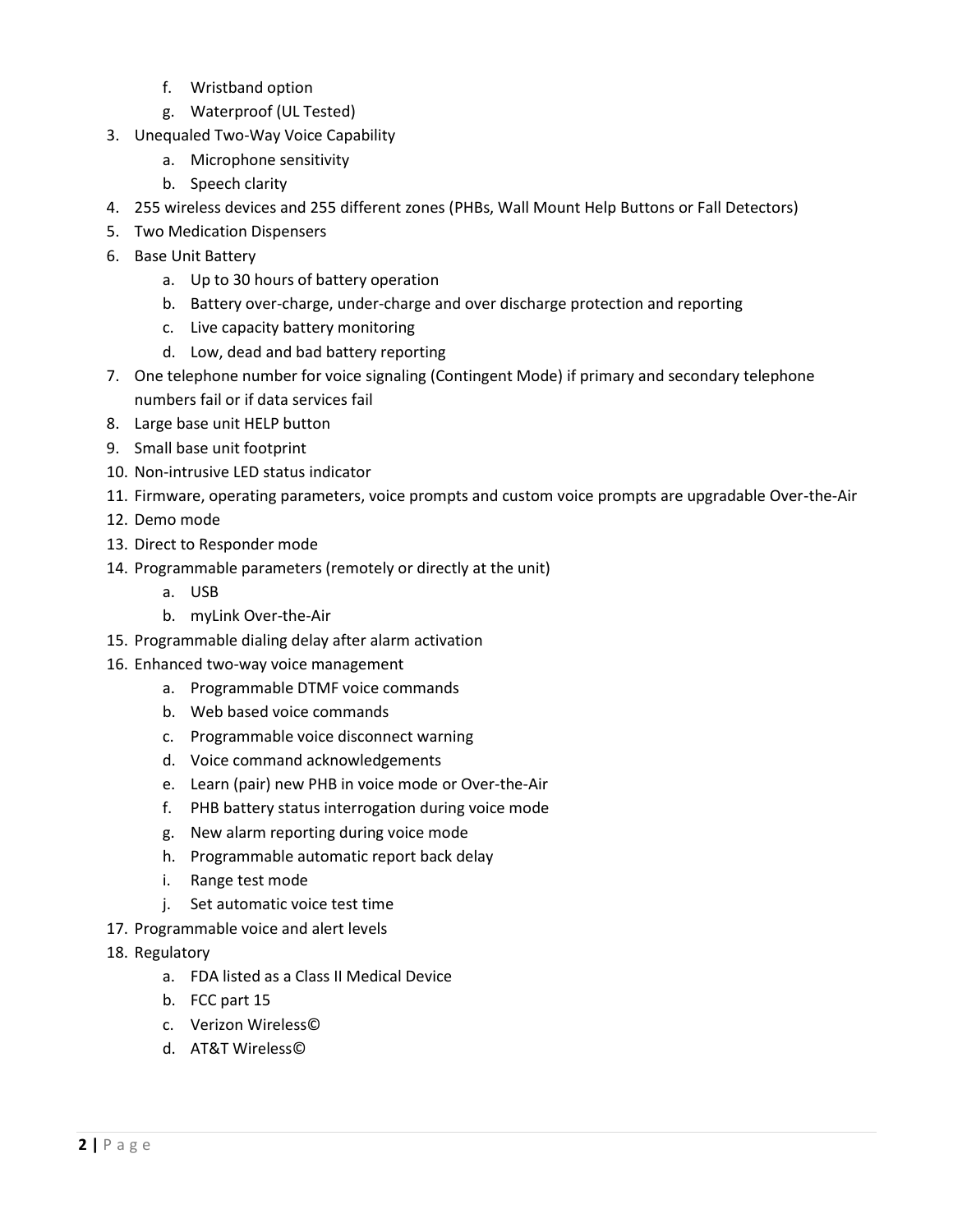f. Wristband option
   g. Waterproof (UL Tested)
3. Unequaled Two-Way Voice Capability
   a. Microphone sensitivity
   b. Speech clarity
4. 255 wireless devices and 255 different zones (PHBs, Wall Mount Help Buttons or Fall Detectors)
5. Two Medication Dispensers
6. Base Unit Battery
   a. Up to 30 hours of battery operation
   b. Battery over-charge, under-charge and over discharge protection and reporting
   c. Live capacity battery monitoring
   d. Low, dead and bad battery reporting
7. One telephone number for voice signaling (Contingent Mode) if primary and secondary telephone numbers fail or if data services fail
8. Large base unit HELP button
9. Small base unit footprint
10. Non-intrusive LED status indicator
11. Firmware, operating parameters, voice prompts and custom voice prompts are upgradable Over-the-Air
12. Demo mode
13. Direct to Responder mode
14. Programmable parameters (remotely or directly at the unit)
    a. USB
    b. myLink Over-the-Air
15. Programmable dialing delay after alarm activation
16. Enhanced two-way voice management
    a. Programmable DTMF voice commands
    b. Web based voice commands
    c. Programmable voice disconnect warning
    d. Voice command acknowledgements
    e. Learn (pair) new PHB in voice mode or Over-the-Air
    f. PHB battery status interrogation during voice mode
    g. New alarm reporting during voice mode
    h. Programmable automatic report back delay
    i. Range test mode
    j. Set automatic voice test time
17. Programmable voice and alert levels
18. Regulatory
    a. FDA listed as a Class II Medical Device
    b. FCC part 15
    c. Verizon Wireless©
    d. AT&T Wireless©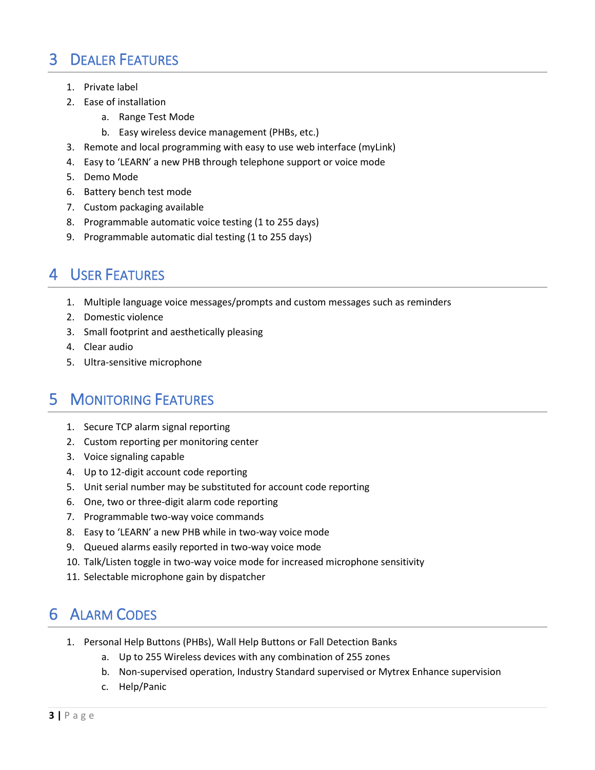# 3 Dealer Features

1. Private label
2. Ease of installation
    a. Range Test Mode
    b. Easy wireless device management (PHBs, etc.)
3. Remote and local programming with easy to use web interface (myLink)
4. Easy to 'LEARN' a new PHB through telephone support or voice mode
5. Demo Mode
6. Battery bench test mode
7. Custom packaging available
8. Programmable automatic voice testing (1 to 255 days)
9. Programmable automatic dial testing (1 to 255 days)

# 4 User Features

1. Multiple language voice messages/prompts and custom messages such as reminders
2. Domestic violence
3. Small footprint and aesthetically pleasing
4. Clear audio
5. Ultra-sensitive microphone

# 5 Monitoring Features

1. Secure TCP alarm signal reporting
2. Custom reporting per monitoring center
3. Voice signaling capable
4. Up to 12-digit account code reporting
5. Unit serial number may be substituted for account code reporting
6. One, two or three-digit alarm code reporting
7. Programmable two-way voice commands
8. Easy to 'LEARN' a new PHB while in two-way voice mode
9. Queued alarms easily reported in two-way voice mode
10. Talk/Listen toggle in two-way voice mode for increased microphone sensitivity
11. Selectable microphone gain by dispatcher

# 6 Alarm Codes

1. Personal Help Buttons (PHBs), Wall Help Buttons or Fall Detection Banks
    a. Up to 255 Wireless devices with any combination of 255 zones
    b. Non-supervised operation, Industry Standard supervised or Mytrex Enhance supervision
    c. Help/Panic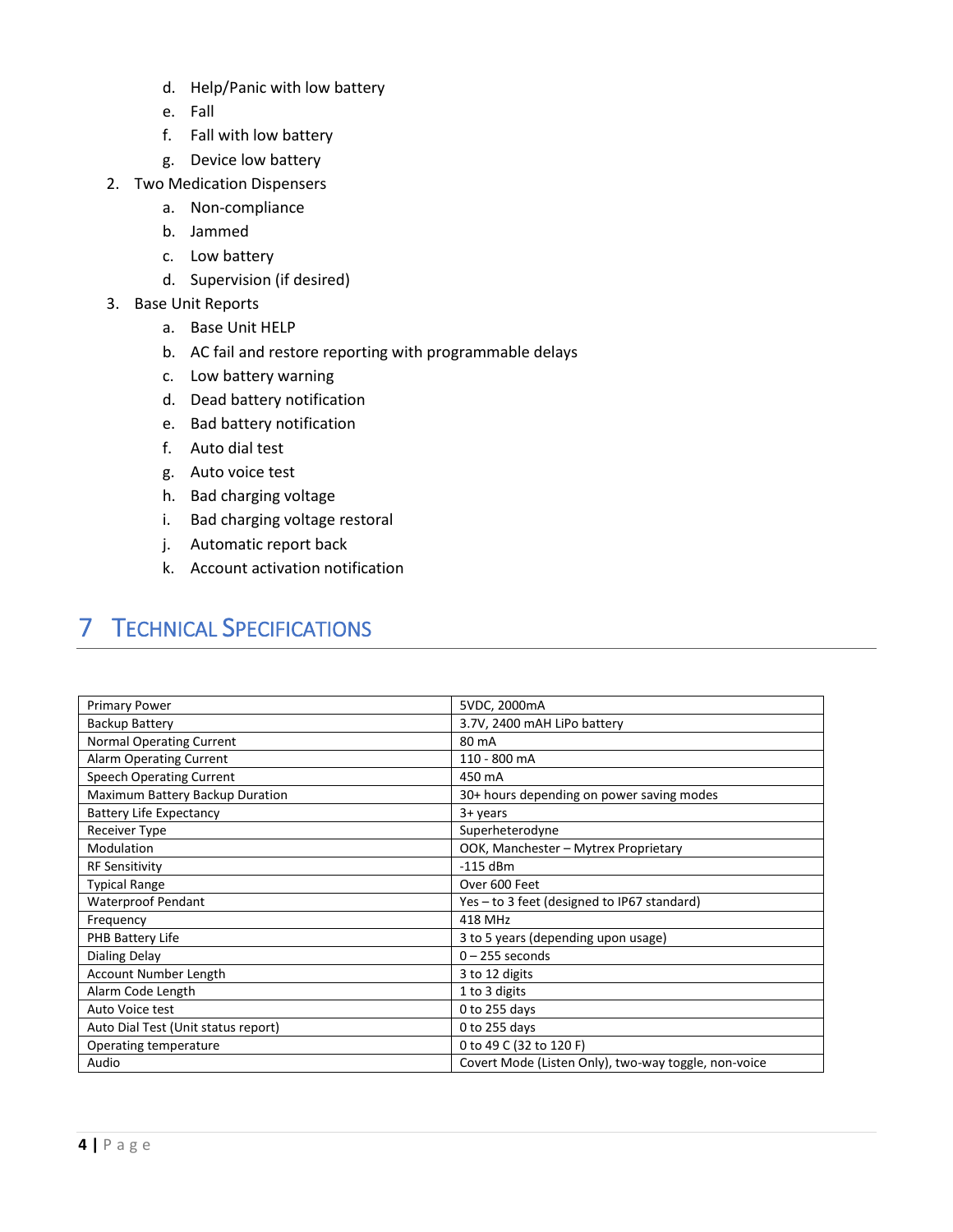d. Help/Panic with low battery
   e. Fall
   f. Fall with low battery
   g. Device low battery
2. Two Medication Dispensers
   a. Non-compliance
   b. Jammed
   c. Low battery
   d. Supervision (if desired)
3. Base Unit Reports
   a. Base Unit HELP
   b. AC fail and restore reporting with programmable delays
   c. Low battery warning
   d. Dead battery notification
   e. Bad battery notification
   f. Auto dial test
   g. Auto voice test
   h. Bad charging voltage
   i. Bad charging voltage restoral
   j. Automatic report back
   k. Account activation notification

# 7 Technical Specifications

| | |
|---|---|
| Primary Power | 5VDC, 2000mA |
| Backup Battery | 3.7V, 2400 mAH LiPo battery |
| Normal Operating Current | 80 mA |
| Alarm Operating Current | 110 - 800 mA |
| Speech Operating Current | 450 mA |
| Maximum Battery Backup Duration | 30+ hours depending on power saving modes |
| Battery Life Expectancy | 3+ years |
| Receiver Type | Superheterodyne |
| Modulation | OOK, Manchester – Mytrex Proprietary |
| RF Sensitivity | -115 dBm |
| Typical Range | Over 600 Feet |
| Waterproof Pendant | Yes – to 3 feet (designed to IP67 standard) |
| Frequency | 418 MHz |
| PHB Battery Life | 3 to 5 years (depending upon usage) |
| Dialing Delay | 0 – 255 seconds |
| Account Number Length | 3 to 12 digits |
| Alarm Code Length | 1 to 3 digits |
| Auto Voice test | 0 to 255 days |
| Auto Dial Test (Unit status report) | 0 to 255 days |
| Operating temperature | 0 to 49 C (32 to 120 F) |
| Audio | Covert Mode (Listen Only), two-way toggle, non-voice |